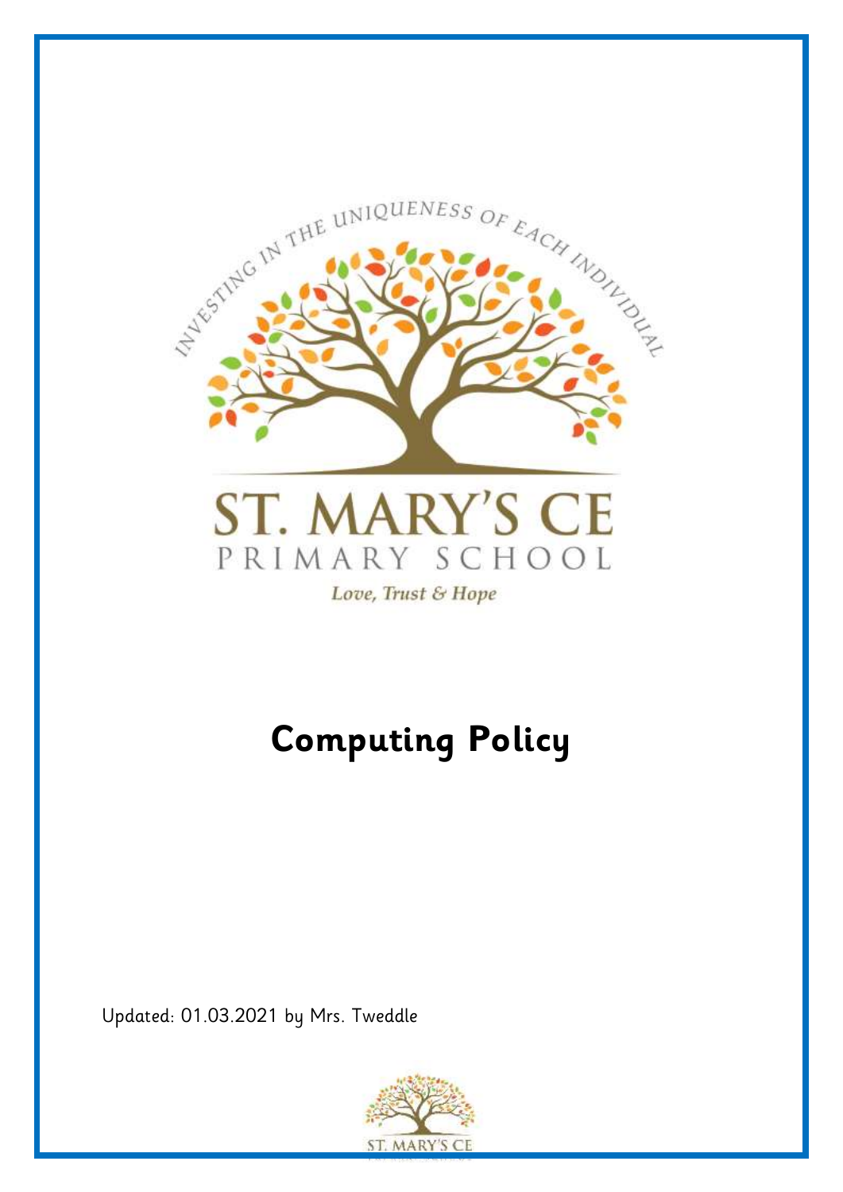INVESTING IN THE UNIQUENESS OF EACH INDIVIDUAL

ST. MARY'S CE

PRIMARY SCHOOL

*Love, Trust & Hope*

# Computing Policy

Updated: 01.03.2021 by Mrs. Tweddle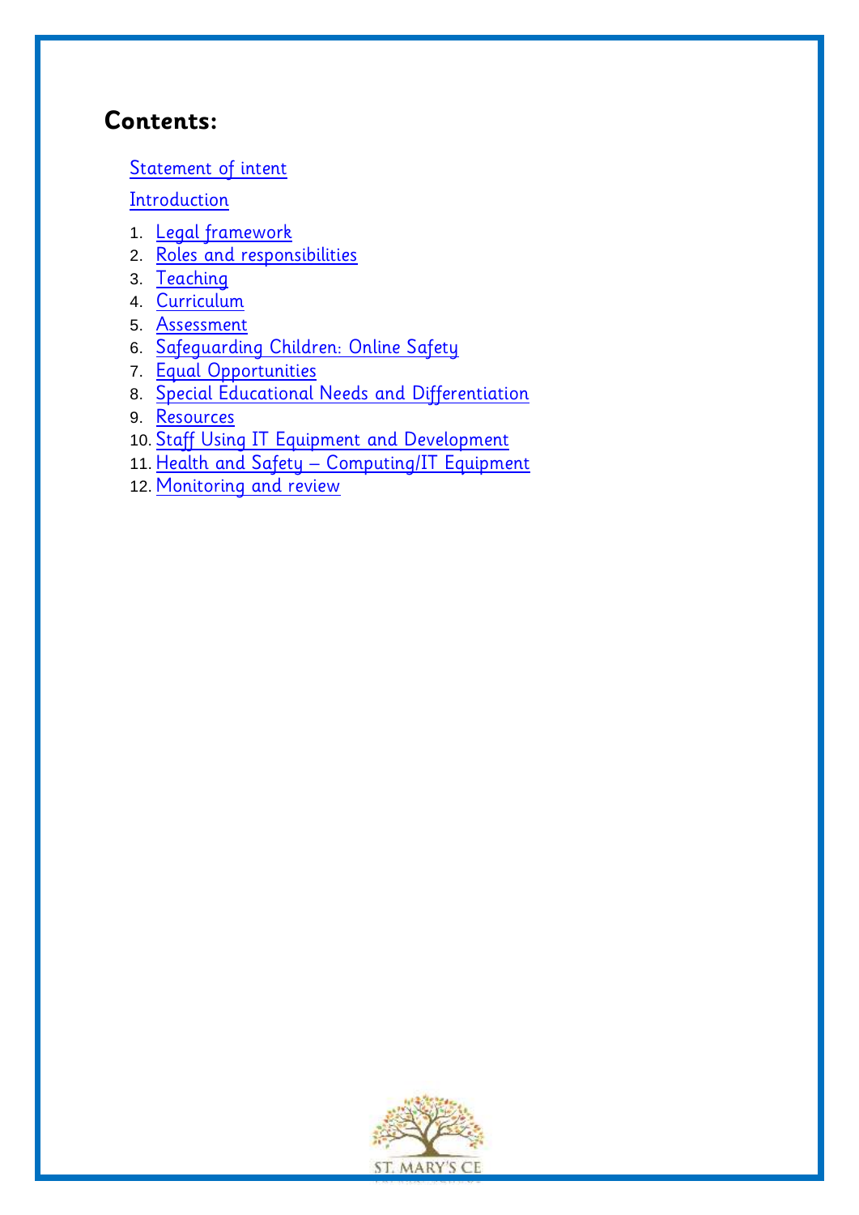## Contents:

Statement of intent

Introduction

1. Legal framework
2. Roles and responsibilities
3. Teaching
4. Curriculum
5. Assessment
6. Safeguarding Children: Online Safety
7. Equal Opportunities
8. Special Educational Needs and Differentiation
9. Resources
10. Staff Using IT Equipment and Development
11. Health and Safety – Computing/IT Equipment
12. Monitoring and review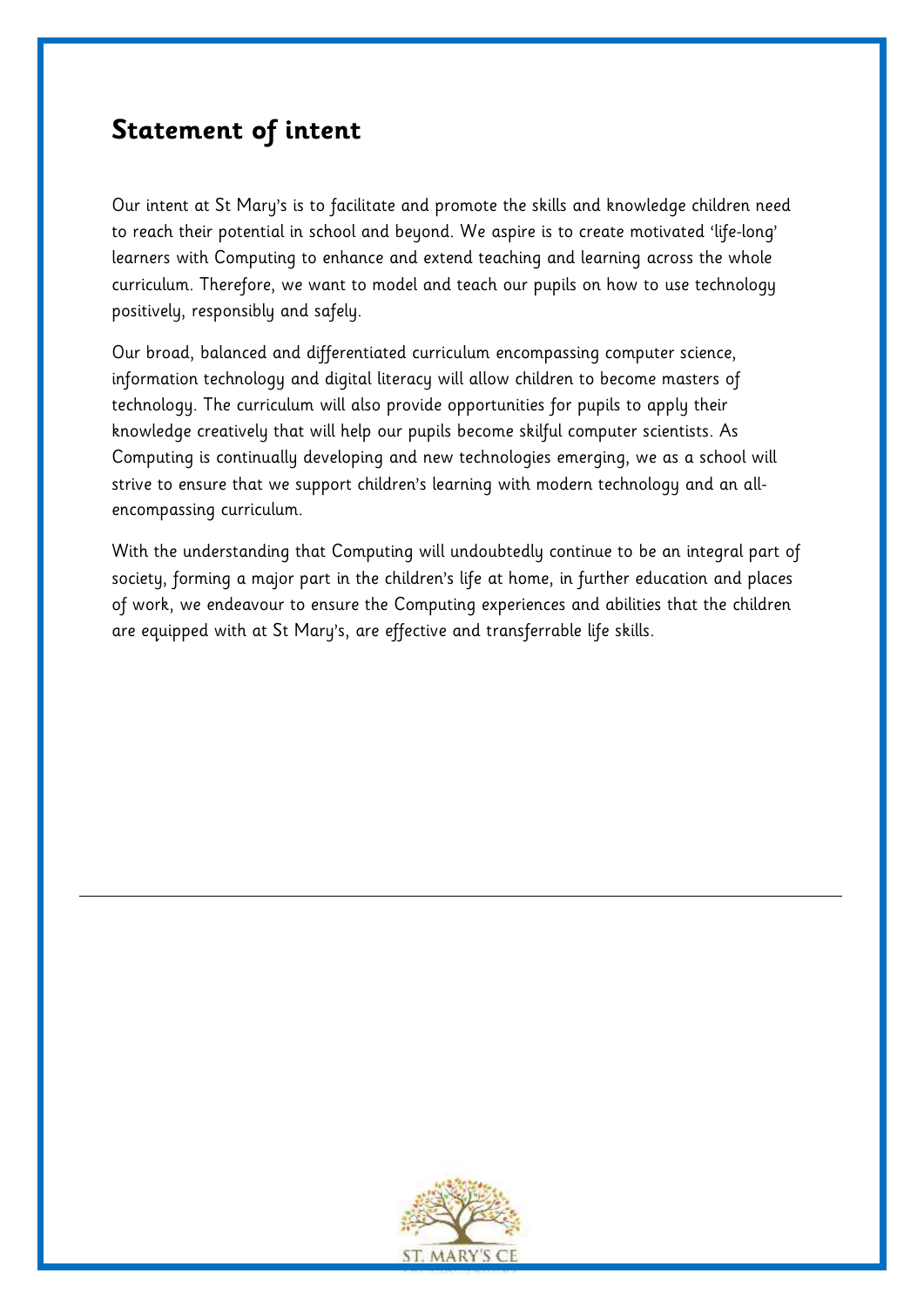## Statement of intent

Our intent at St Mary's is to facilitate and promote the skills and knowledge children need to reach their potential in school and beyond. We aspire is to create motivated 'life-long' learners with Computing to enhance and extend teaching and learning across the whole curriculum. Therefore, we want to model and teach our pupils on how to use technology positively, responsibly and safely.

Our broad, balanced and differentiated curriculum encompassing computer science, information technology and digital literacy will allow children to become masters of technology. The curriculum will also provide opportunities for pupils to apply their knowledge creatively that will help our pupils become skilful computer scientists. As Computing is continually developing and new technologies emerging, we as a school will strive to ensure that we support children's learning with modern technology and an all-encompassing curriculum.

With the understanding that Computing will undoubtedly continue to be an integral part of society, forming a major part in the children's life at home, in further education and places of work, we endeavour to ensure the Computing experiences and abilities that the children are equipped with at St Mary's, are effective and transferrable life skills.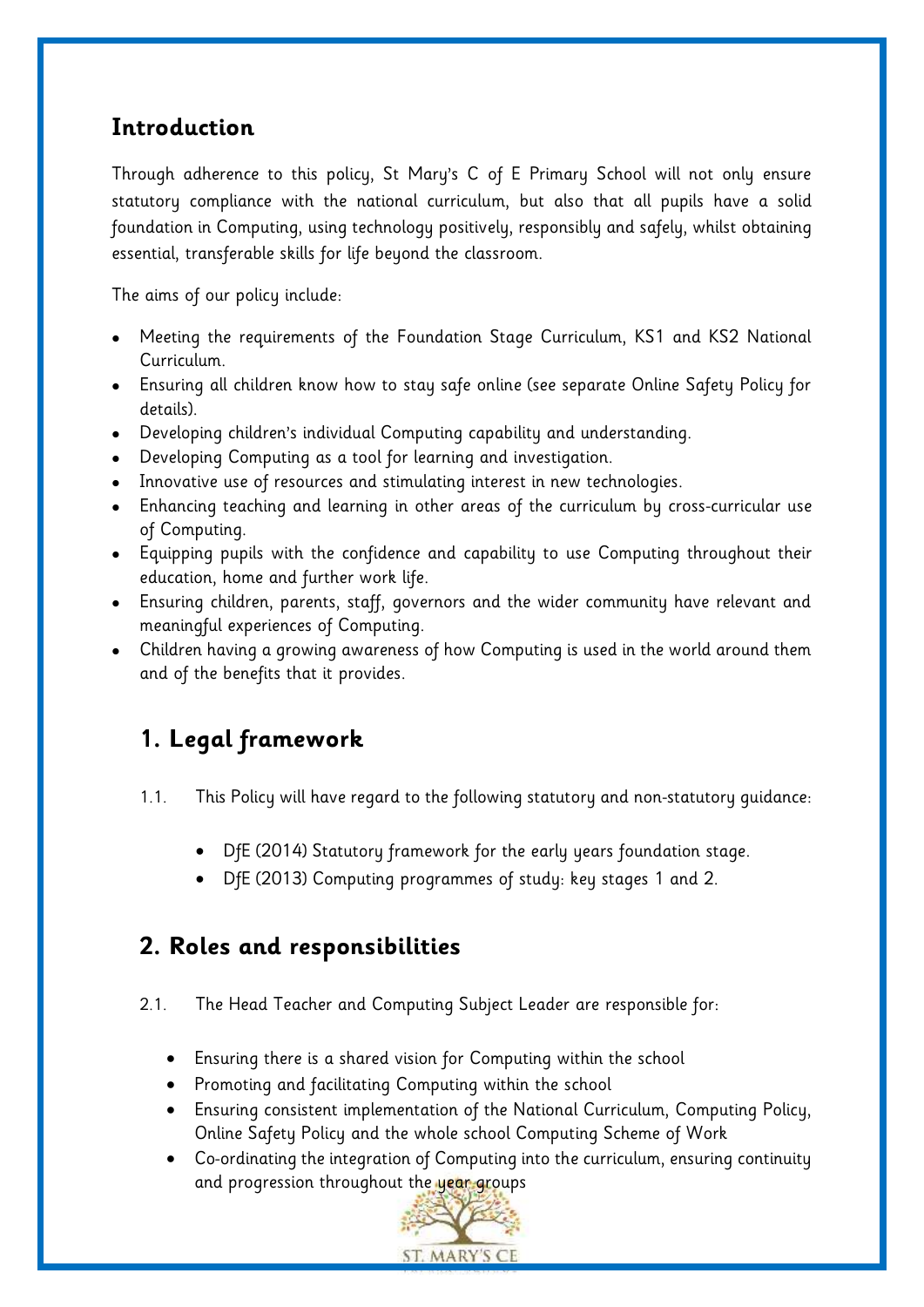## Introduction

Through adherence to this policy, St Mary's C of E Primary School will not only ensure statutory compliance with the national curriculum, but also that all pupils have a solid foundation in Computing, using technology positively, responsibly and safely, whilst obtaining essential, transferable skills for life beyond the classroom.

The aims of our policy include:

- Meeting the requirements of the Foundation Stage Curriculum, KS1 and KS2 National Curriculum.
- Ensuring all children know how to stay safe online (see separate Online Safety Policy for details).
- Developing children's individual Computing capability and understanding.
- Developing Computing as a tool for learning and investigation.
- Innovative use of resources and stimulating interest in new technologies.
- Enhancing teaching and learning in other areas of the curriculum by cross-curricular use of Computing.
- Equipping pupils with the confidence and capability to use Computing throughout their education, home and further work life.
- Ensuring children, parents, staff, governors and the wider community have relevant and meaningful experiences of Computing.
- Children having a growing awareness of how Computing is used in the world around them and of the benefits that it provides.

## 1. Legal framework

1.1. This Policy will have regard to the following statutory and non-statutory guidance:

- DfE (2014) Statutory framework for the early years foundation stage.
- DfE (2013) Computing programmes of study: key stages 1 and 2.

## 2. Roles and responsibilities

2.1. The Head Teacher and Computing Subject Leader are responsible for:

- Ensuring there is a shared vision for Computing within the school
- Promoting and facilitating Computing within the school
- Ensuring consistent implementation of the National Curriculum, Computing Policy, Online Safety Policy and the whole school Computing Scheme of Work
- Co-ordinating the integration of Computing into the curriculum, ensuring continuity and progression throughout the year groups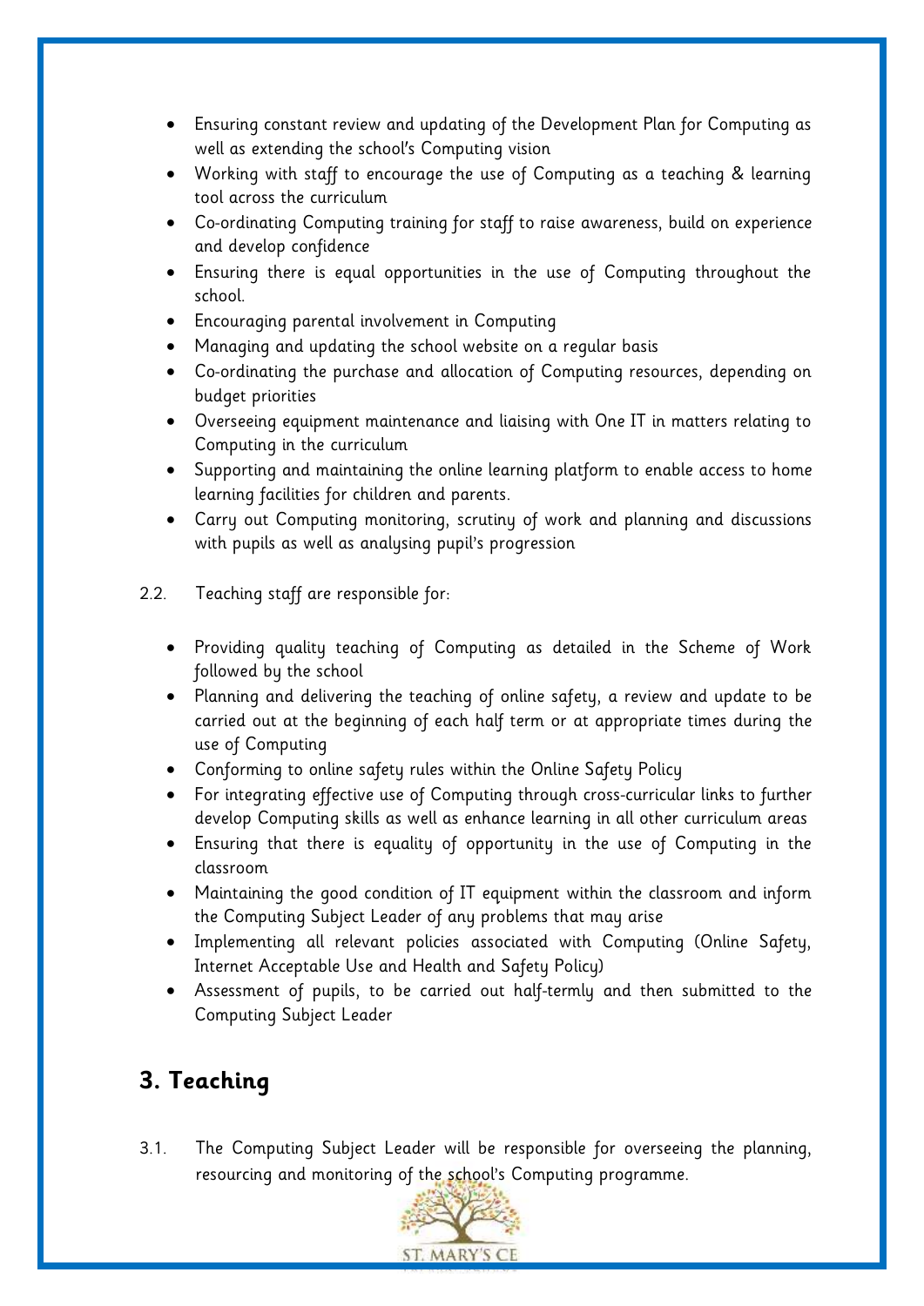- Ensuring constant review and updating of the Development Plan for Computing as well as extending the school's Computing vision
- Working with staff to encourage the use of Computing as a teaching & learning tool across the curriculum
- Co-ordinating Computing training for staff to raise awareness, build on experience and develop confidence
- Ensuring there is equal opportunities in the use of Computing throughout the school.
- Encouraging parental involvement in Computing
- Managing and updating the school website on a regular basis
- Co-ordinating the purchase and allocation of Computing resources, depending on budget priorities
- Overseeing equipment maintenance and liaising with One IT in matters relating to Computing in the curriculum
- Supporting and maintaining the online learning platform to enable access to home learning facilities for children and parents.
- Carry out Computing monitoring, scrutiny of work and planning and discussions with pupils as well as analysing pupil's progression

2.2. Teaching staff are responsible for:

- Providing quality teaching of Computing as detailed in the Scheme of Work followed by the school
- Planning and delivering the teaching of online safety, a review and update to be carried out at the beginning of each half term or at appropriate times during the use of Computing
- Conforming to online safety rules within the Online Safety Policy
- For integrating effective use of Computing through cross-curricular links to further develop Computing skills as well as enhance learning in all other curriculum areas
- Ensuring that there is equality of opportunity in the use of Computing in the classroom
- Maintaining the good condition of IT equipment within the classroom and inform the Computing Subject Leader of any problems that may arise
- Implementing all relevant policies associated with Computing (Online Safety, Internet Acceptable Use and Health and Safety Policy)
- Assessment of pupils, to be carried out half-termly and then submitted to the Computing Subject Leader

## 3. Teaching

3.1. The Computing Subject Leader will be responsible for overseeing the planning, resourcing and monitoring of the school's Computing programme.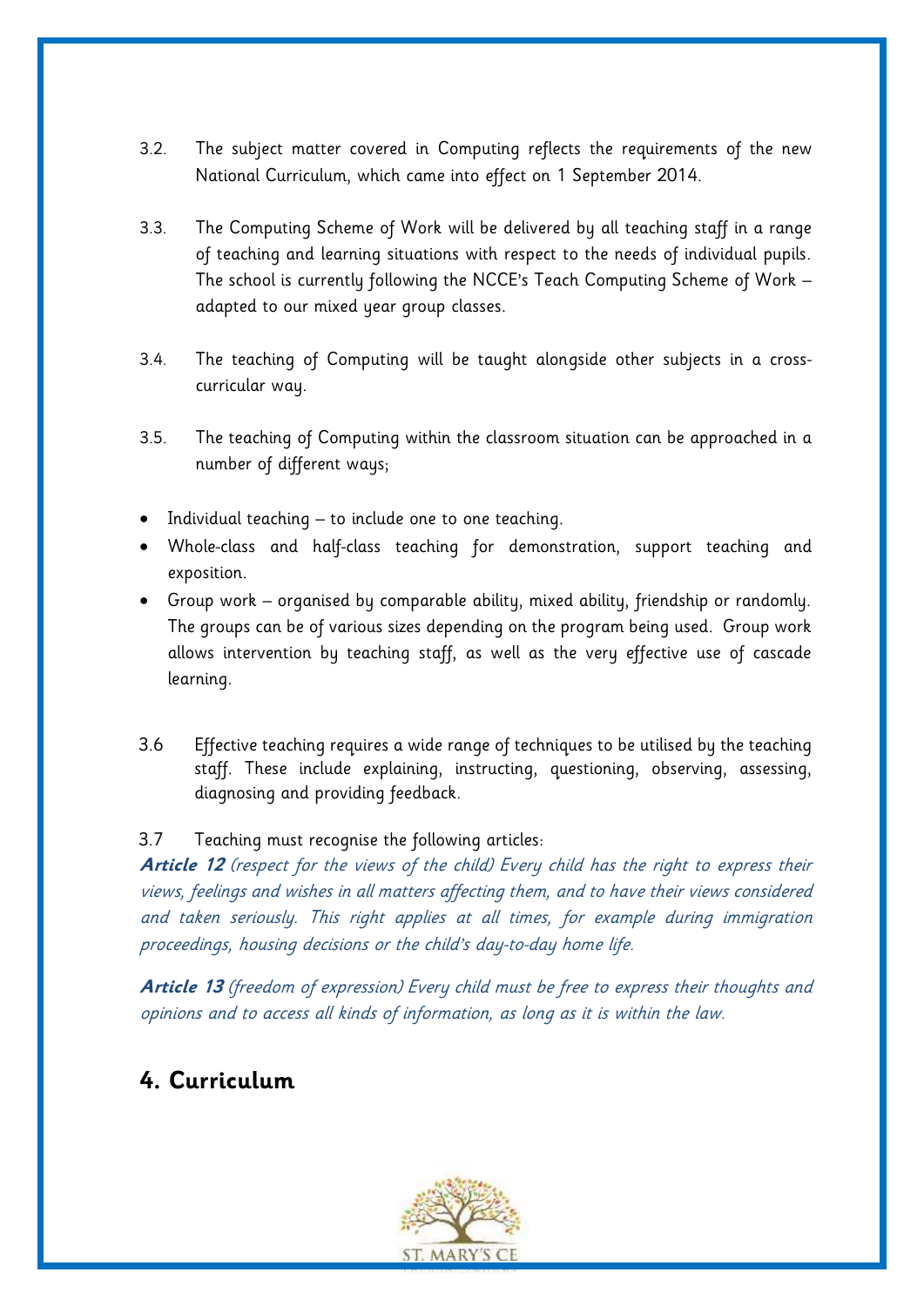3.2. The subject matter covered in Computing reflects the requirements of the new National Curriculum, which came into effect on 1 September 2014.

3.3. The Computing Scheme of Work will be delivered by all teaching staff in a range of teaching and learning situations with respect to the needs of individual pupils. The school is currently following the NCCE's Teach Computing Scheme of Work – adapted to our mixed year group classes.

3.4. The teaching of Computing will be taught alongside other subjects in a cross-curricular way.

3.5. The teaching of Computing within the classroom situation can be approached in a number of different ways;

- Individual teaching – to include one to one teaching.
- Whole-class and half-class teaching for demonstration, support teaching and exposition.
- Group work – organised by comparable ability, mixed ability, friendship or randomly. The groups can be of various sizes depending on the program being used. Group work allows intervention by teaching staff, as well as the very effective use of cascade learning.

3.6 Effective teaching requires a wide range of techniques to be utilised by the teaching staff. These include explaining, instructing, questioning, observing, assessing, diagnosing and providing feedback.

3.7 Teaching must recognise the following articles:

***Article 12*** *(respect for the views of the child) Every child has the right to express their views, feelings and wishes in all matters affecting them, and to have their views considered and taken seriously. This right applies at all times, for example during immigration proceedings, housing decisions or the child's day-to-day home life.*

***Article 13*** *(freedom of expression) Every child must be free to express their thoughts and opinions and to access all kinds of information, as long as it is within the law.*

## 4. Curriculum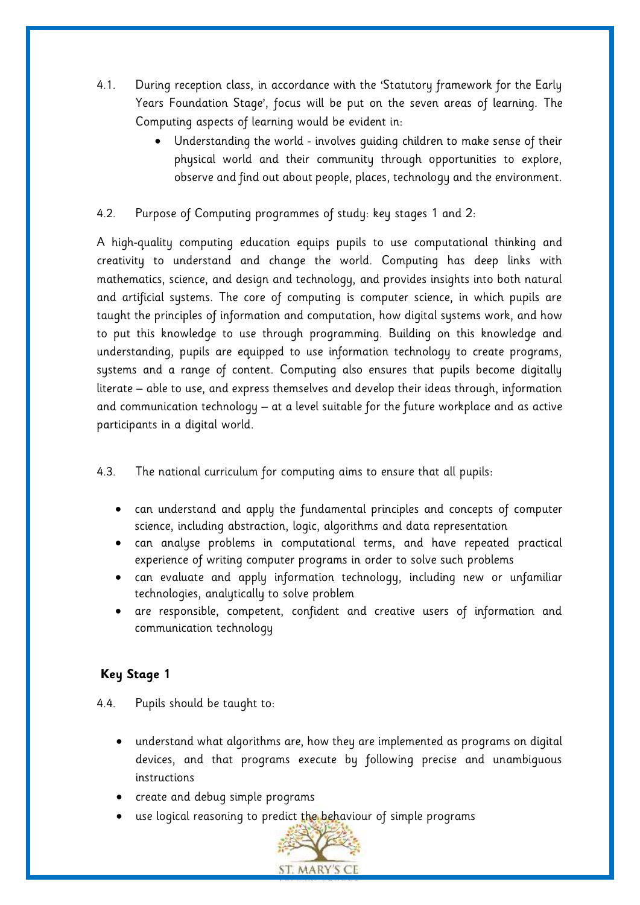4.1. During reception class, in accordance with the 'Statutory framework for the Early Years Foundation Stage', focus will be put on the seven areas of learning. The Computing aspects of learning would be evident in:

- Understanding the world - involves guiding children to make sense of their physical world and their community through opportunities to explore, observe and find out about people, places, technology and the environment.

4.2. Purpose of Computing programmes of study: key stages 1 and 2:

A high-quality computing education equips pupils to use computational thinking and creativity to understand and change the world. Computing has deep links with mathematics, science, and design and technology, and provides insights into both natural and artificial systems. The core of computing is computer science, in which pupils are taught the principles of information and computation, how digital systems work, and how to put this knowledge to use through programming. Building on this knowledge and understanding, pupils are equipped to use information technology to create programs, systems and a range of content. Computing also ensures that pupils become digitally literate – able to use, and express themselves and develop their ideas through, information and communication technology – at a level suitable for the future workplace and as active participants in a digital world.

4.3. The national curriculum for computing aims to ensure that all pupils:

- can understand and apply the fundamental principles and concepts of computer science, including abstraction, logic, algorithms and data representation
- can analyse problems in computational terms, and have repeated practical experience of writing computer programs in order to solve such problems
- can evaluate and apply information technology, including new or unfamiliar technologies, analytically to solve problem
- are responsible, competent, confident and creative users of information and communication technology

**Key Stage 1**

4.4. Pupils should be taught to:

- understand what algorithms are, how they are implemented as programs on digital devices, and that programs execute by following precise and unambiguous instructions
- create and debug simple programs
- use logical reasoning to predict the behaviour of simple programs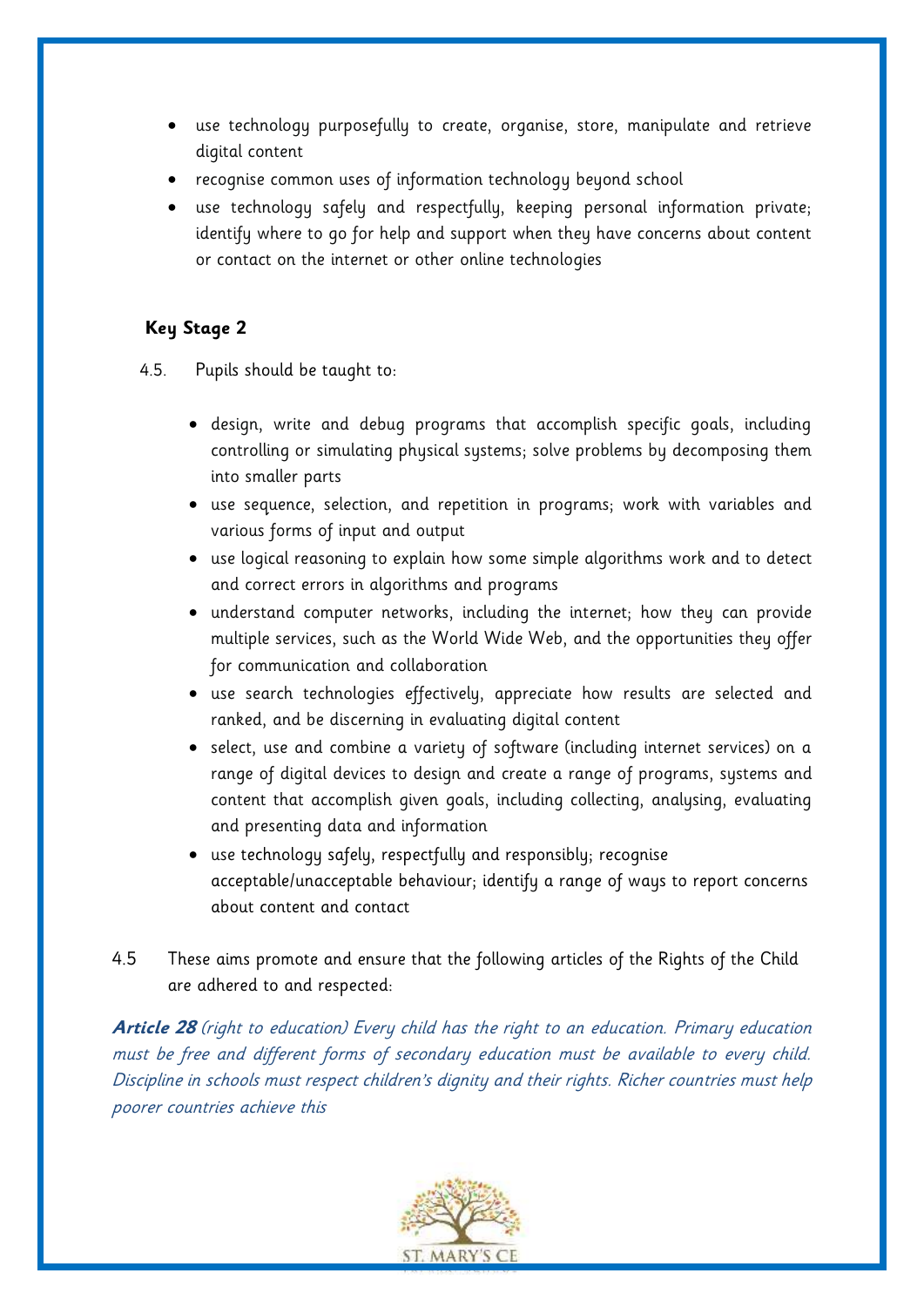- use technology purposefully to create, organise, store, manipulate and retrieve digital content
- recognise common uses of information technology beyond school
- use technology safely and respectfully, keeping personal information private; identify where to go for help and support when they have concerns about content or contact on the internet or other online technologies

### Key Stage 2

4.5. Pupils should be taught to:

- design, write and debug programs that accomplish specific goals, including controlling or simulating physical systems; solve problems by decomposing them into smaller parts
- use sequence, selection, and repetition in programs; work with variables and various forms of input and output
- use logical reasoning to explain how some simple algorithms work and to detect and correct errors in algorithms and programs
- understand computer networks, including the internet; how they can provide multiple services, such as the World Wide Web, and the opportunities they offer for communication and collaboration
- use search technologies effectively, appreciate how results are selected and ranked, and be discerning in evaluating digital content
- select, use and combine a variety of software (including internet services) on a range of digital devices to design and create a range of programs, systems and content that accomplish given goals, including collecting, analysing, evaluating and presenting data and information
- use technology safely, respectfully and responsibly; recognise acceptable/unacceptable behaviour; identify a range of ways to report concerns about content and contact

4.5 These aims promote and ensure that the following articles of the Rights of the Child are adhered to and respected:

***Article 28*** *(right to education) Every child has the right to an education. Primary education must be free and different forms of secondary education must be available to every child. Discipline in schools must respect children's dignity and their rights. Richer countries must help poorer countries achieve this*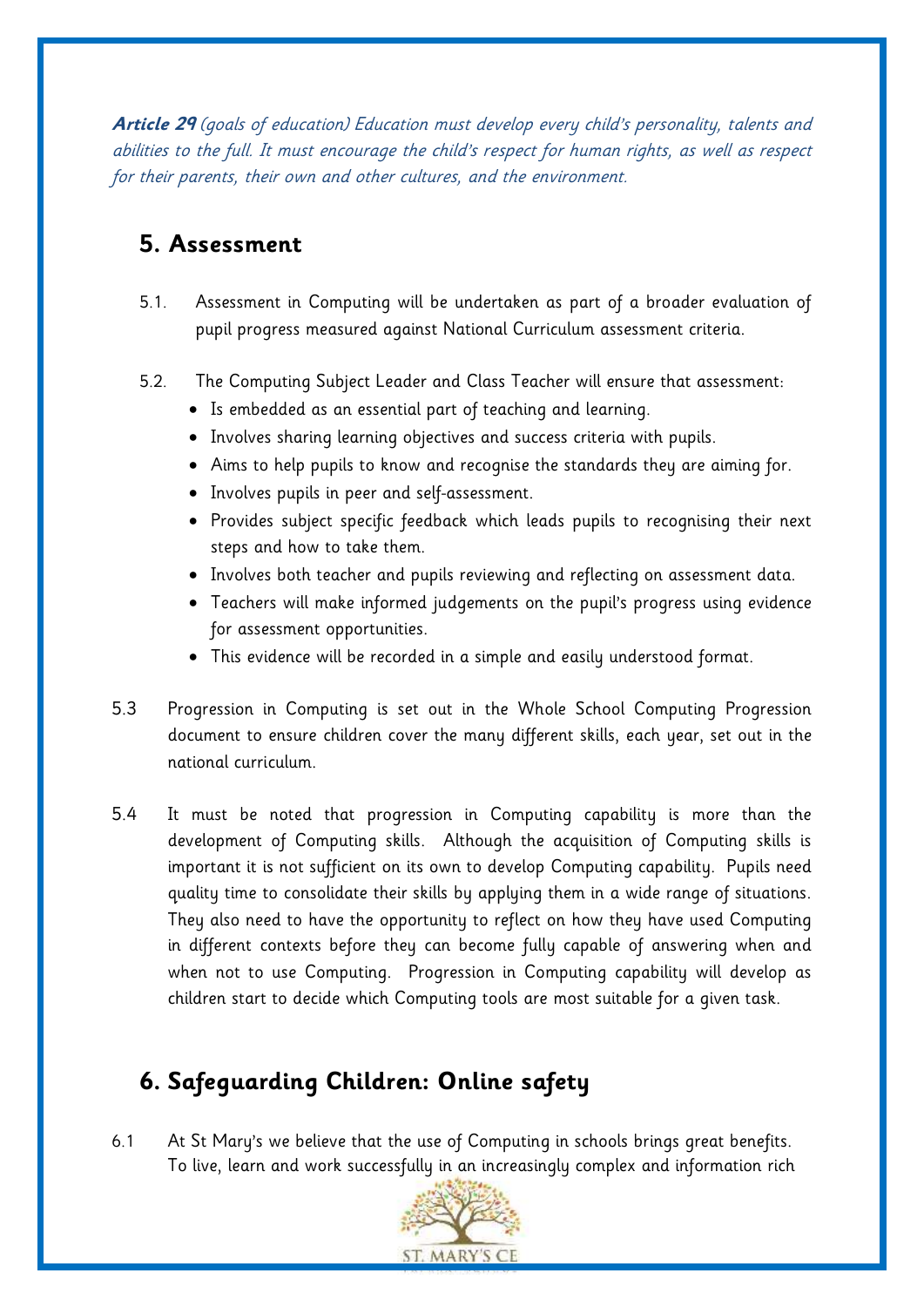***Article 29** (goals of education) Education must develop every child's personality, talents and abilities to the full. It must encourage the child's respect for human rights, as well as respect for their parents, their own and other cultures, and the environment.*

## 5. Assessment

5.1. Assessment in Computing will be undertaken as part of a broader evaluation of pupil progress measured against National Curriculum assessment criteria.

5.2. The Computing Subject Leader and Class Teacher will ensure that assessment:

- Is embedded as an essential part of teaching and learning.
- Involves sharing learning objectives and success criteria with pupils.
- Aims to help pupils to know and recognise the standards they are aiming for.
- Involves pupils in peer and self-assessment.
- Provides subject specific feedback which leads pupils to recognising their next steps and how to take them.
- Involves both teacher and pupils reviewing and reflecting on assessment data.
- Teachers will make informed judgements on the pupil's progress using evidence for assessment opportunities.
- This evidence will be recorded in a simple and easily understood format.

5.3 Progression in Computing is set out in the Whole School Computing Progression document to ensure children cover the many different skills, each year, set out in the national curriculum.

5.4 It must be noted that progression in Computing capability is more than the development of Computing skills. Although the acquisition of Computing skills is important it is not sufficient on its own to develop Computing capability. Pupils need quality time to consolidate their skills by applying them in a wide range of situations. They also need to have the opportunity to reflect on how they have used Computing in different contexts before they can become fully capable of answering when and when not to use Computing. Progression in Computing capability will develop as children start to decide which Computing tools are most suitable for a given task.

## 6. Safeguarding Children: Online safety

6.1 At St Mary's we believe that the use of Computing in schools brings great benefits. To live, learn and work successfully in an increasingly complex and information rich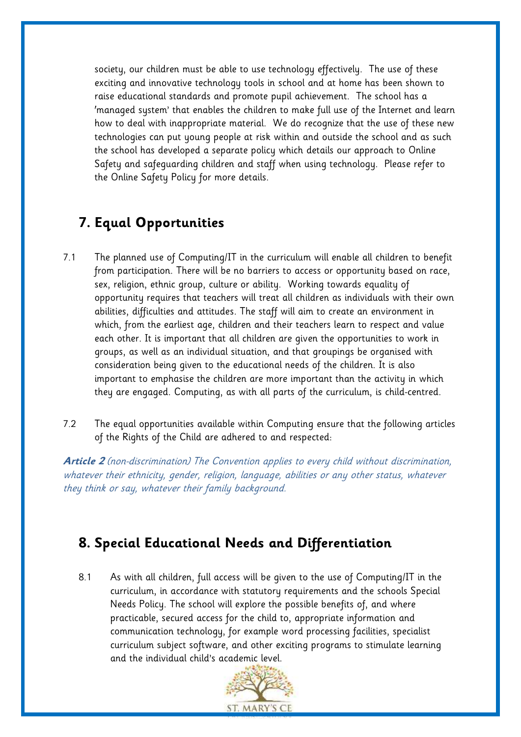society, our children must be able to use technology effectively. The use of these exciting and innovative technology tools in school and at home has been shown to raise educational standards and promote pupil achievement. The school has a 'managed system' that enables the children to make full use of the Internet and learn how to deal with inappropriate material. We do recognize that the use of these new technologies can put young people at risk within and outside the school and as such the school has developed a separate policy which details our approach to Online Safety and safeguarding children and staff when using technology. Please refer to the Online Safety Policy for more details.

## 7. Equal Opportunities

7.1 The planned use of Computing/IT in the curriculum will enable all children to benefit from participation. There will be no barriers to access or opportunity based on race, sex, religion, ethnic group, culture or ability. Working towards equality of opportunity requires that teachers will treat all children as individuals with their own abilities, difficulties and attitudes. The staff will aim to create an environment in which, from the earliest age, children and their teachers learn to respect and value each other. It is important that all children are given the opportunities to work in groups, as well as an individual situation, and that groupings be organised with consideration being given to the educational needs of the children. It is also important to emphasise the children are more important than the activity in which they are engaged. Computing, as with all parts of the curriculum, is child-centred.

7.2 The equal opportunities available within Computing ensure that the following articles of the Rights of the Child are adhered to and respected:

***Article 2*** *(non-discrimination) The Convention applies to every child without discrimination, whatever their ethnicity, gender, religion, language, abilities or any other status, whatever they think or say, whatever their family background.*

## 8. Special Educational Needs and Differentiation

8.1 As with all children, full access will be given to the use of Computing/IT in the curriculum, in accordance with statutory requirements and the schools Special Needs Policy. The school will explore the possible benefits of, and where practicable, secured access for the child to, appropriate information and communication technology, for example word processing facilities, specialist curriculum subject software, and other exciting programs to stimulate learning and the individual child's academic level.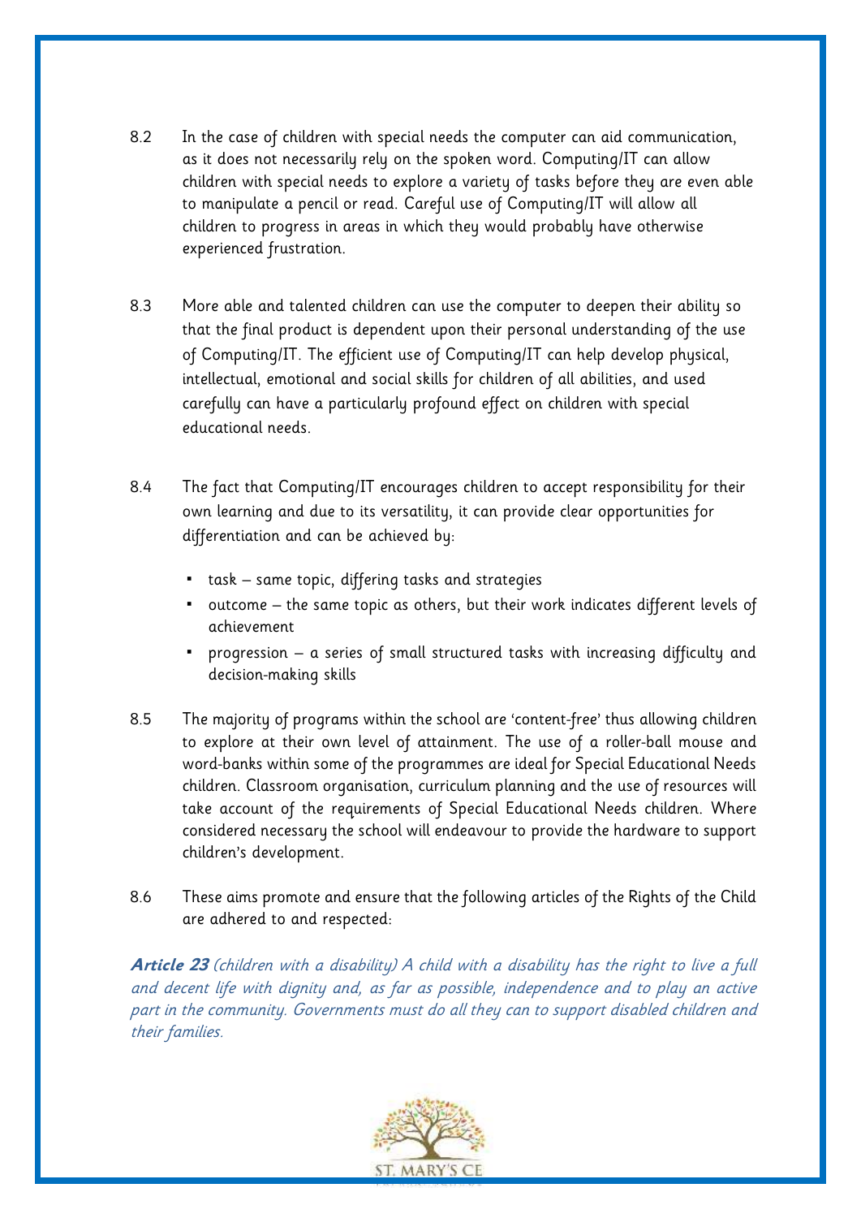8.2 In the case of children with special needs the computer can aid communication, as it does not necessarily rely on the spoken word. Computing/IT can allow children with special needs to explore a variety of tasks before they are even able to manipulate a pencil or read. Careful use of Computing/IT will allow all children to progress in areas in which they would probably have otherwise experienced frustration.

8.3 More able and talented children can use the computer to deepen their ability so that the final product is dependent upon their personal understanding of the use of Computing/IT. The efficient use of Computing/IT can help develop physical, intellectual, emotional and social skills for children of all abilities, and used carefully can have a particularly profound effect on children with special educational needs.

8.4 The fact that Computing/IT encourages children to accept responsibility for their own learning and due to its versatility, it can provide clear opportunities for differentiation and can be achieved by:

- task – same topic, differing tasks and strategies
- outcome – the same topic as others, but their work indicates different levels of achievement
- progression – a series of small structured tasks with increasing difficulty and decision-making skills

8.5 The majority of programs within the school are 'content-free' thus allowing children to explore at their own level of attainment. The use of a roller-ball mouse and word-banks within some of the programmes are ideal for Special Educational Needs children. Classroom organisation, curriculum planning and the use of resources will take account of the requirements of Special Educational Needs children. Where considered necessary the school will endeavour to provide the hardware to support children's development.

8.6 These aims promote and ensure that the following articles of the Rights of the Child are adhered to and respected:

***Article 23*** *(children with a disability) A child with a disability has the right to live a full and decent life with dignity and, as far as possible, independence and to play an active part in the community. Governments must do all they can to support disabled children and their families.*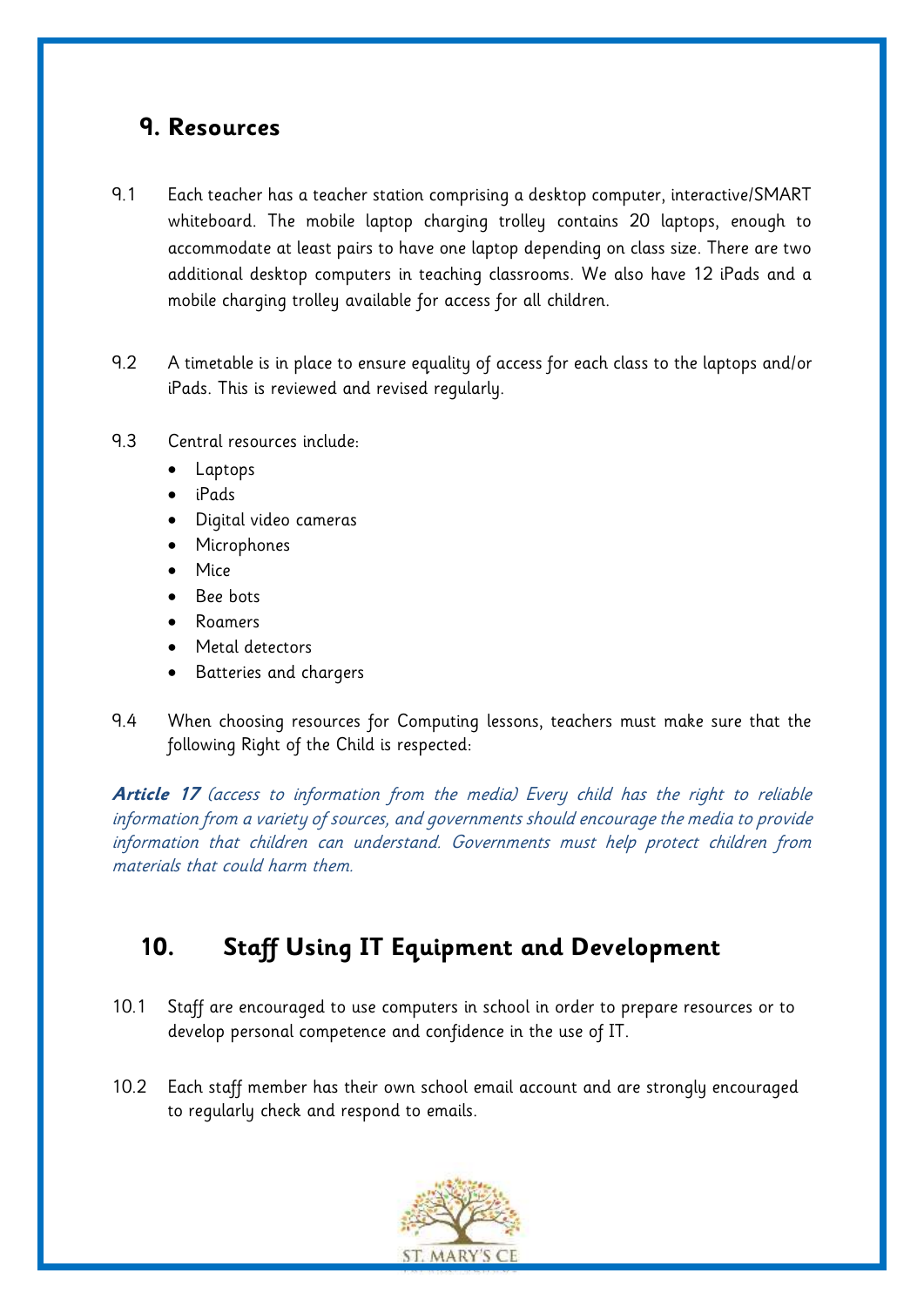## 9. Resources

9.1 Each teacher has a teacher station comprising a desktop computer, interactive/SMART whiteboard. The mobile laptop charging trolley contains 20 laptops, enough to accommodate at least pairs to have one laptop depending on class size. There are two additional desktop computers in teaching classrooms. We also have 12 iPads and a mobile charging trolley available for access for all children.

9.2 A timetable is in place to ensure equality of access for each class to the laptops and/or iPads. This is reviewed and revised regularly.

9.3 Central resources include:

- Laptops
- iPads
- Digital video cameras
- Microphones
- Mice
- Bee bots
- Roamers
- Metal detectors
- Batteries and chargers

9.4 When choosing resources for Computing lessons, teachers must make sure that the following Right of the Child is respected:

***Article 17*** *(access to information from the media) Every child has the right to reliable information from a variety of sources, and governments should encourage the media to provide information that children can understand. Governments must help protect children from materials that could harm them.*

## 10. Staff Using IT Equipment and Development

10.1 Staff are encouraged to use computers in school in order to prepare resources or to develop personal competence and confidence in the use of IT.

10.2 Each staff member has their own school email account and are strongly encouraged to regularly check and respond to emails.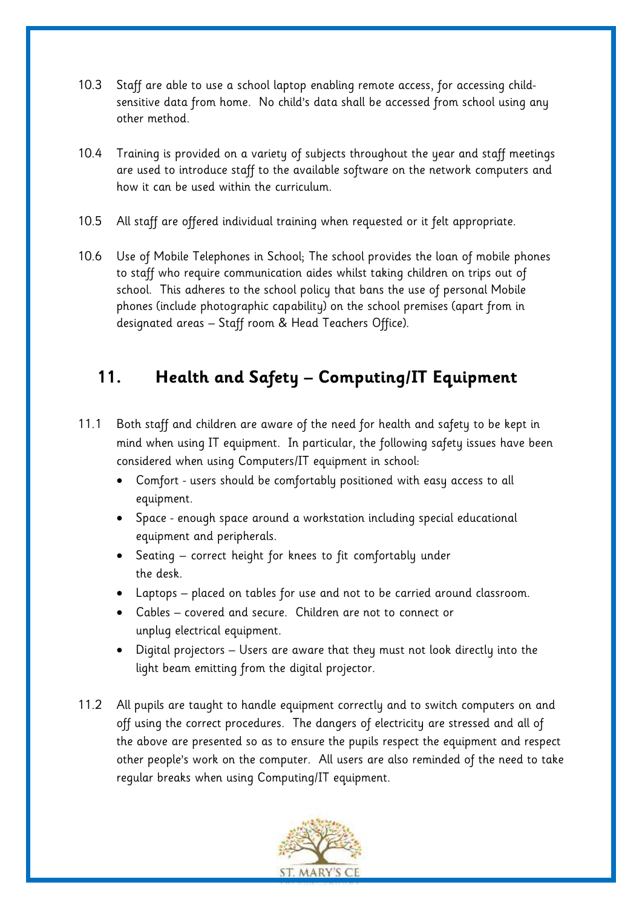10.3 Staff are able to use a school laptop enabling remote access, for accessing child-sensitive data from home. No child's data shall be accessed from school using any other method.

10.4 Training is provided on a variety of subjects throughout the year and staff meetings are used to introduce staff to the available software on the network computers and how it can be used within the curriculum.

10.5 All staff are offered individual training when requested or it felt appropriate.

10.6 Use of Mobile Telephones in School; The school provides the loan of mobile phones to staff who require communication aides whilst taking children on trips out of school. This adheres to the school policy that bans the use of personal Mobile phones (include photographic capability) on the school premises (apart from in designated areas – Staff room & Head Teachers Office).

## 11. Health and Safety – Computing/IT Equipment

11.1 Both staff and children are aware of the need for health and safety to be kept in mind when using IT equipment. In particular, the following safety issues have been considered when using Computers/IT equipment in school:

- Comfort - users should be comfortably positioned with easy access to all equipment.
- Space - enough space around a workstation including special educational equipment and peripherals.
- Seating – correct height for knees to fit comfortably under the desk.
- Laptops – placed on tables for use and not to be carried around classroom.
- Cables – covered and secure. Children are not to connect or unplug electrical equipment.
- Digital projectors – Users are aware that they must not look directly into the light beam emitting from the digital projector.

11.2 All pupils are taught to handle equipment correctly and to switch computers on and off using the correct procedures. The dangers of electricity are stressed and all of the above are presented so as to ensure the pupils respect the equipment and respect other people's work on the computer. All users are also reminded of the need to take regular breaks when using Computing/IT equipment.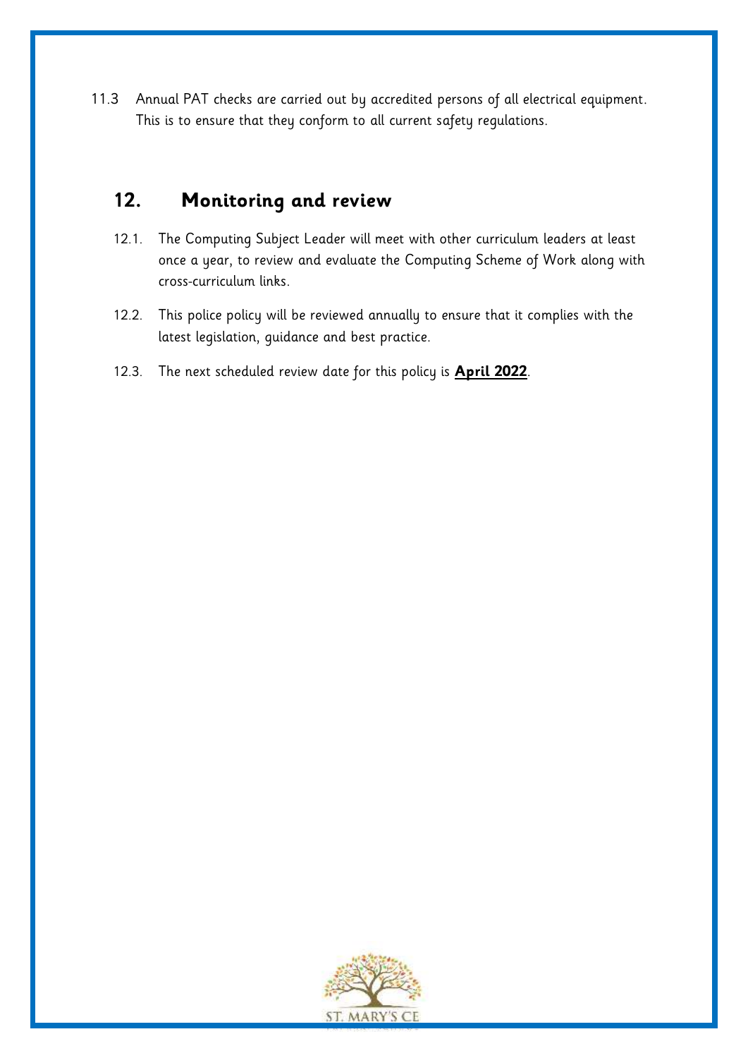11.3 Annual PAT checks are carried out by accredited persons of all electrical equipment. This is to ensure that they conform to all current safety regulations.

## 12. Monitoring and review

12.1. The Computing Subject Leader will meet with other curriculum leaders at least once a year, to review and evaluate the Computing Scheme of Work along with cross-curriculum links.

12.2. This police policy will be reviewed annually to ensure that it complies with the latest legislation, guidance and best practice.

12.3. The next scheduled review date for this policy is **April 2022**.